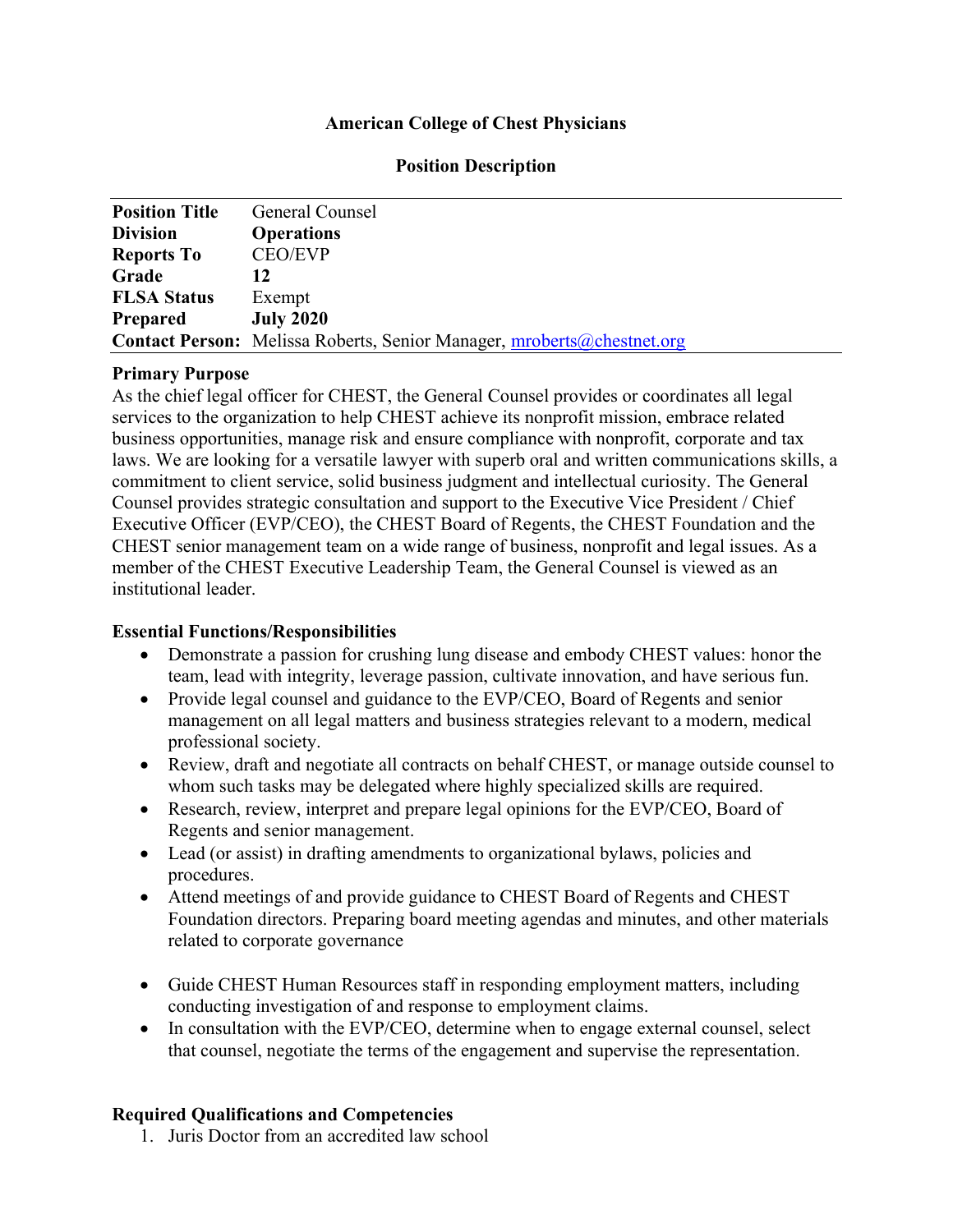**American College of Chest Physicians**

**Position Description**

| | |
|---|---|
| **Position Title** | General Counsel |
| **Division** | **Operations** |
| **Reports To** | CEO/EVP |
| **Grade** | **12** |
| **FLSA Status** | Exempt |
| **Prepared** | **July 2020** |
| **Contact Person:** | Melissa Roberts, Senior Manager, mroberts@chestnet.org |

**Primary Purpose**

As the chief legal officer for CHEST, the General Counsel provides or coordinates all legal services to the organization to help CHEST achieve its nonprofit mission, embrace related business opportunities, manage risk and ensure compliance with nonprofit, corporate and tax laws. We are looking for a versatile lawyer with superb oral and written communications skills, a commitment to client service, solid business judgment and intellectual curiosity. The General Counsel provides strategic consultation and support to the Executive Vice President / Chief Executive Officer (EVP/CEO), the CHEST Board of Regents, the CHEST Foundation and the CHEST senior management team on a wide range of business, nonprofit and legal issues. As a member of the CHEST Executive Leadership Team, the General Counsel is viewed as an institutional leader.

**Essential Functions/Responsibilities**

- Demonstrate a passion for crushing lung disease and embody CHEST values: honor the team, lead with integrity, leverage passion, cultivate innovation, and have serious fun.
- Provide legal counsel and guidance to the EVP/CEO, Board of Regents and senior management on all legal matters and business strategies relevant to a modern, medical professional society.
- Review, draft and negotiate all contracts on behalf CHEST, or manage outside counsel to whom such tasks may be delegated where highly specialized skills are required.
- Research, review, interpret and prepare legal opinions for the EVP/CEO, Board of Regents and senior management.
- Lead (or assist) in drafting amendments to organizational bylaws, policies and procedures.
- Attend meetings of and provide guidance to CHEST Board of Regents and CHEST Foundation directors. Preparing board meeting agendas and minutes, and other materials related to corporate governance
- Guide CHEST Human Resources staff in responding employment matters, including conducting investigation of and response to employment claims.
- In consultation with the EVP/CEO, determine when to engage external counsel, select that counsel, negotiate the terms of the engagement and supervise the representation.

**Required Qualifications and Competencies**

1. Juris Doctor from an accredited law school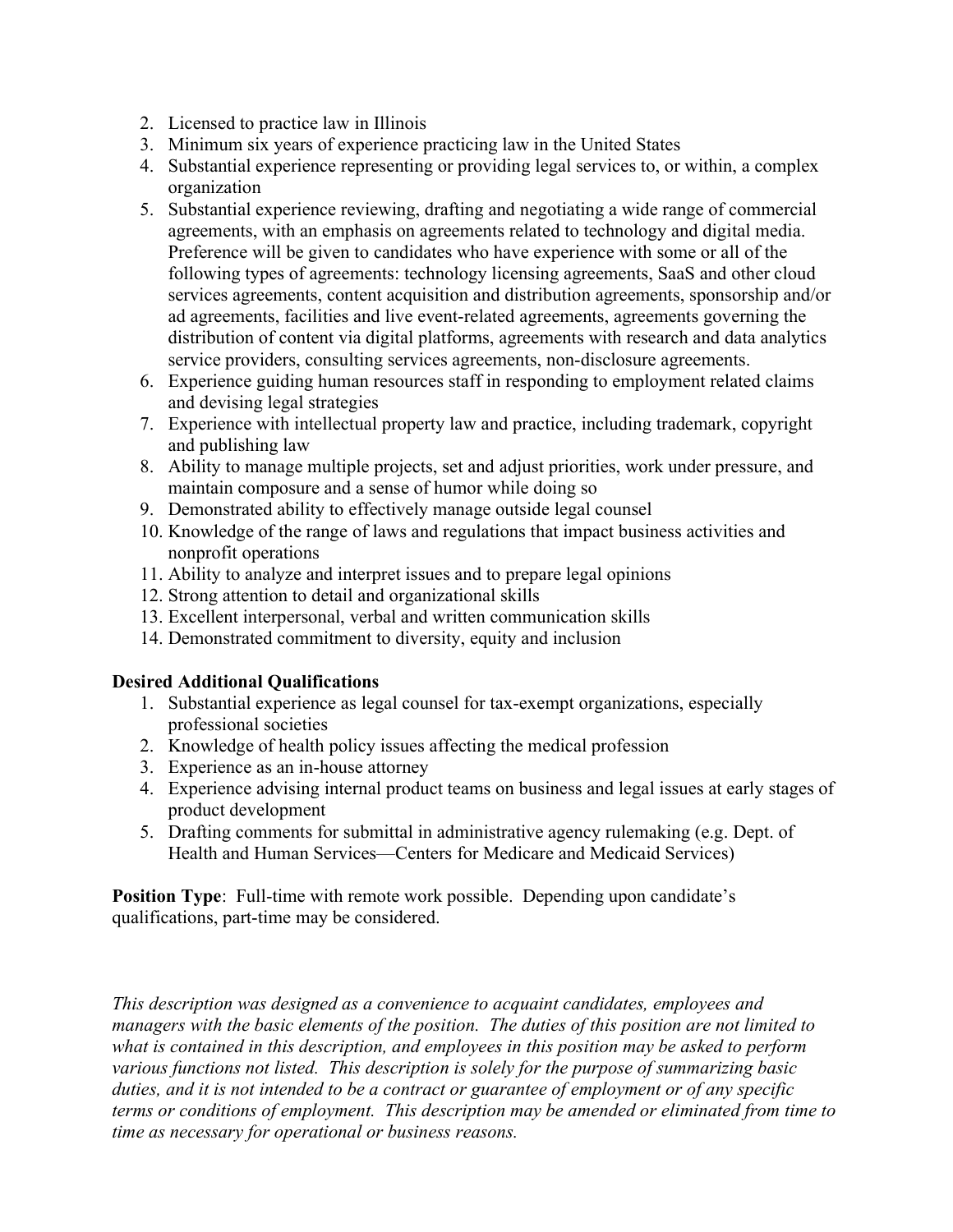2. Licensed to practice law in Illinois
3. Minimum six years of experience practicing law in the United States
4. Substantial experience representing or providing legal services to, or within, a complex organization
5. Substantial experience reviewing, drafting and negotiating a wide range of commercial agreements, with an emphasis on agreements related to technology and digital media. Preference will be given to candidates who have experience with some or all of the following types of agreements: technology licensing agreements, SaaS and other cloud services agreements, content acquisition and distribution agreements, sponsorship and/or ad agreements, facilities and live event-related agreements, agreements governing the distribution of content via digital platforms, agreements with research and data analytics service providers, consulting services agreements, non-disclosure agreements.
6. Experience guiding human resources staff in responding to employment related claims and devising legal strategies
7. Experience with intellectual property law and practice, including trademark, copyright and publishing law
8. Ability to manage multiple projects, set and adjust priorities, work under pressure, and maintain composure and a sense of humor while doing so
9. Demonstrated ability to effectively manage outside legal counsel
10. Knowledge of the range of laws and regulations that impact business activities and nonprofit operations
11. Ability to analyze and interpret issues and to prepare legal opinions
12. Strong attention to detail and organizational skills
13. Excellent interpersonal, verbal and written communication skills
14. Demonstrated commitment to diversity, equity and inclusion

**Desired Additional Qualifications**

1. Substantial experience as legal counsel for tax-exempt organizations, especially professional societies
2. Knowledge of health policy issues affecting the medical profession
3. Experience as an in-house attorney
4. Experience advising internal product teams on business and legal issues at early stages of product development
5. Drafting comments for submittal in administrative agency rulemaking (e.g. Dept. of Health and Human Services—Centers for Medicare and Medicaid Services)

**Position Type**: Full-time with remote work possible. Depending upon candidate's qualifications, part-time may be considered.

*This description was designed as a convenience to acquaint candidates, employees and managers with the basic elements of the position. The duties of this position are not limited to what is contained in this description, and employees in this position may be asked to perform various functions not listed. This description is solely for the purpose of summarizing basic duties, and it is not intended to be a contract or guarantee of employment or of any specific terms or conditions of employment. This description may be amended or eliminated from time to time as necessary for operational or business reasons.*